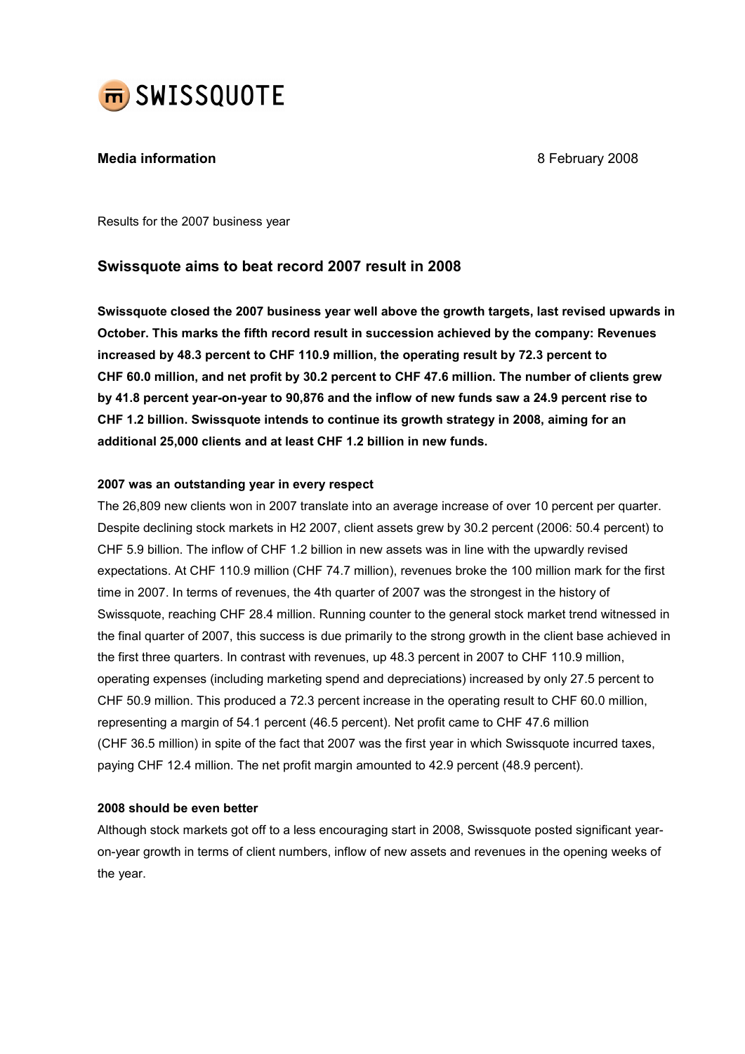SWISSQUOTE

**Media information** 8 February 2008

Results for the 2007 business year

## Swissquote aims to beat record 2007 result in 2008

**Swissquote closed the 2007 business year well above the growth targets, last revised upwards in October. This marks the fifth record result in succession achieved by the company: Revenues increased by 48.3 percent to CHF 110.9 million, the operating result by 72.3 percent to CHF 60.0 million, and net profit by 30.2 percent to CHF 47.6 million. The number of clients grew by 41.8 percent year-on-year to 90,876 and the inflow of new funds saw a 24.9 percent rise to CHF 1.2 billion. Swissquote intends to continue its growth strategy in 2008, aiming for an additional 25,000 clients and at least CHF 1.2 billion in new funds.**

**2007 was an outstanding year in every respect**

The 26,809 new clients won in 2007 translate into an average increase of over 10 percent per quarter. Despite declining stock markets in H2 2007, client assets grew by 30.2 percent (2006: 50.4 percent) to CHF 5.9 billion. The inflow of CHF 1.2 billion in new assets was in line with the upwardly revised expectations. At CHF 110.9 million (CHF 74.7 million), revenues broke the 100 million mark for the first time in 2007. In terms of revenues, the 4th quarter of 2007 was the strongest in the history of Swissquote, reaching CHF 28.4 million. Running counter to the general stock market trend witnessed in the final quarter of 2007, this success is due primarily to the strong growth in the client base achieved in the first three quarters. In contrast with revenues, up 48.3 percent in 2007 to CHF 110.9 million, operating expenses (including marketing spend and depreciations) increased by only 27.5 percent to CHF 50.9 million. This produced a 72.3 percent increase in the operating result to CHF 60.0 million, representing a margin of 54.1 percent (46.5 percent). Net profit came to CHF 47.6 million (CHF 36.5 million) in spite of the fact that 2007 was the first year in which Swissquote incurred taxes, paying CHF 12.4 million. The net profit margin amounted to 42.9 percent (48.9 percent).

**2008 should be even better**

Although stock markets got off to a less encouraging start in 2008, Swissquote posted significant year-on-year growth in terms of client numbers, inflow of new assets and revenues in the opening weeks of the year.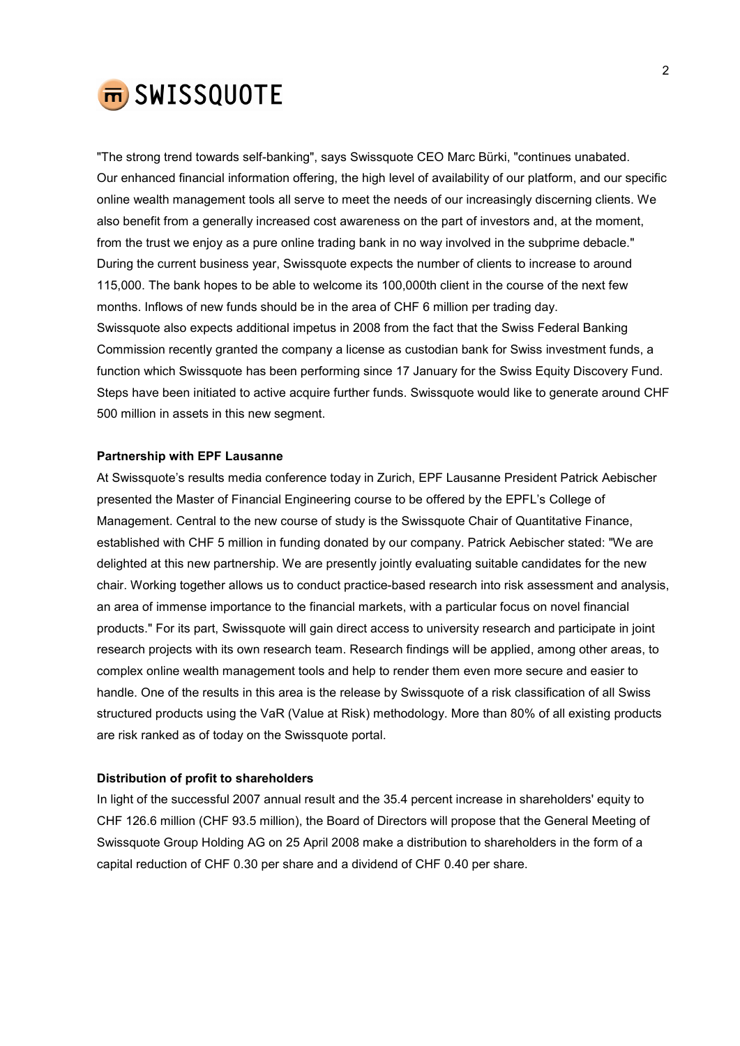"The strong trend towards self-banking", says Swissquote CEO Marc Bürki, "continues unabated. Our enhanced financial information offering, the high level of availability of our platform, and our specific online wealth management tools all serve to meet the needs of our increasingly discerning clients. We also benefit from a generally increased cost awareness on the part of investors and, at the moment, from the trust we enjoy as a pure online trading bank in no way involved in the subprime debacle." During the current business year, Swissquote expects the number of clients to increase to around 115,000. The bank hopes to be able to welcome its 100,000th client in the course of the next few months. Inflows of new funds should be in the area of CHF 6 million per trading day.
Swissquote also expects additional impetus in 2008 from the fact that the Swiss Federal Banking Commission recently granted the company a license as custodian bank for Swiss investment funds, a function which Swissquote has been performing since 17 January for the Swiss Equity Discovery Fund. Steps have been initiated to active acquire further funds. Swissquote would like to generate around CHF 500 million in assets in this new segment.

**Partnership with EPF Lausanne**

At Swissquote's results media conference today in Zurich, EPF Lausanne President Patrick Aebischer presented the Master of Financial Engineering course to be offered by the EPFL's College of Management. Central to the new course of study is the Swissquote Chair of Quantitative Finance, established with CHF 5 million in funding donated by our company. Patrick Aebischer stated: "We are delighted at this new partnership. We are presently jointly evaluating suitable candidates for the new chair. Working together allows us to conduct practice-based research into risk assessment and analysis, an area of immense importance to the financial markets, with a particular focus on novel financial products." For its part, Swissquote will gain direct access to university research and participate in joint research projects with its own research team. Research findings will be applied, among other areas, to complex online wealth management tools and help to render them even more secure and easier to handle. One of the results in this area is the release by Swissquote of a risk classification of all Swiss structured products using the VaR (Value at Risk) methodology. More than 80% of all existing products are risk ranked as of today on the Swissquote portal.

**Distribution of profit to shareholders**

In light of the successful 2007 annual result and the 35.4 percent increase in shareholders' equity to CHF 126.6 million (CHF 93.5 million), the Board of Directors will propose that the General Meeting of Swissquote Group Holding AG on 25 April 2008 make a distribution to shareholders in the form of a capital reduction of CHF 0.30 per share and a dividend of CHF 0.40 per share.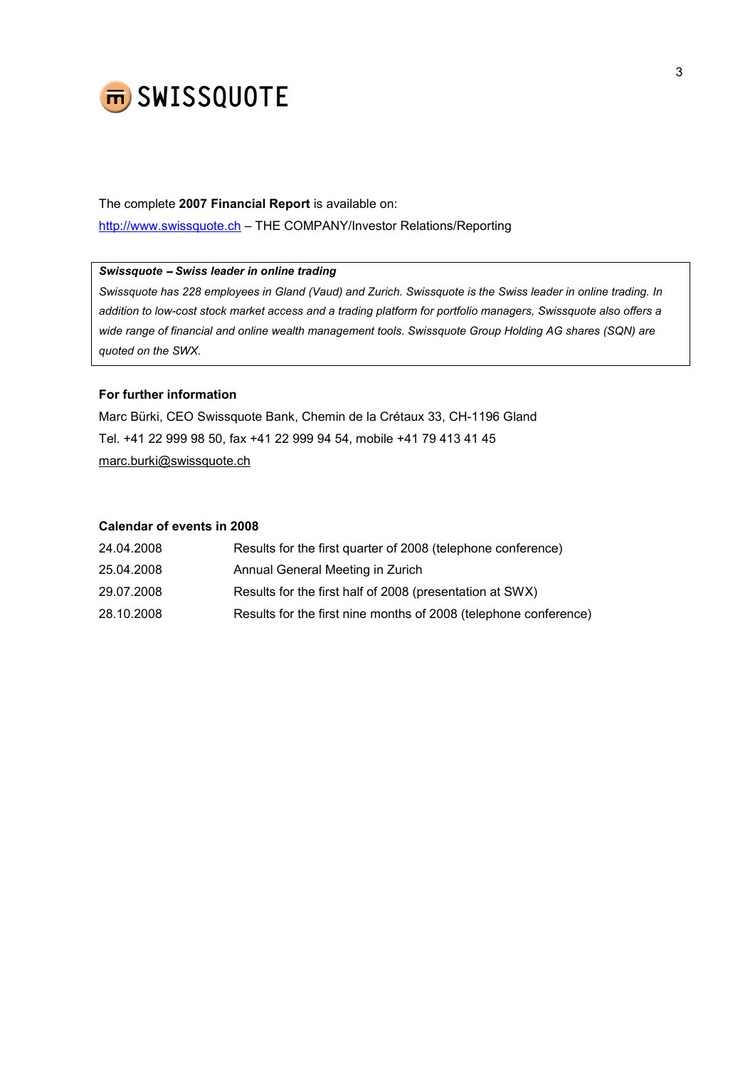The complete **2007 Financial Report** is available on:
http://www.swissquote.ch – THE COMPANY/Investor Relations/Reporting

***Swissquote – Swiss leader in online trading***
*Swissquote has 228 employees in Gland (Vaud) and Zurich. Swissquote is the Swiss leader in online trading. In addition to low-cost stock market access and a trading platform for portfolio managers, Swissquote also offers a wide range of financial and online wealth management tools. Swissquote Group Holding AG shares (SQN) are quoted on the SWX.*

**For further information**

Marc Bürki, CEO Swissquote Bank, Chemin de la Crétaux 33, CH-1196 Gland
Tel. +41 22 999 98 50, fax +41 22 999 94 54, mobile +41 79 413 41 45
marc.burki@swissquote.ch

**Calendar of events in 2008**

| | |
|---|---|
| 24.04.2008 | Results for the first quarter of 2008 (telephone conference) |
| 25.04.2008 | Annual General Meeting in Zurich |
| 29.07.2008 | Results for the first half of 2008 (presentation at SWX) |
| 28.10.2008 | Results for the first nine months of 2008 (telephone conference) |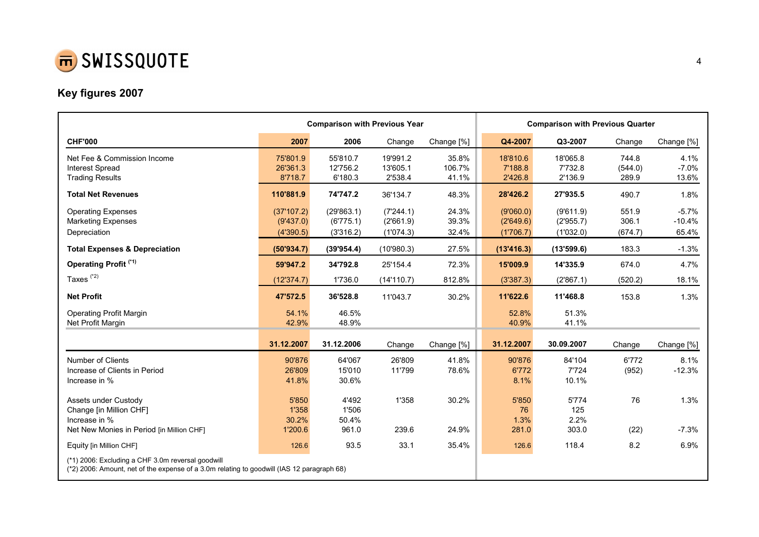## Key figures 2007

| | Comparison with Previous Year | | | | Comparison with Previous Quarter | | | |
|---|---|---|---|---|---|---|---|---|
| **CHF'000** | **2007** | **2006** | Change | Change [%] | **Q4-2007** | **Q3-2007** | Change | Change [%] |
| Net Fee & Commission Income | 75'801.9 | 55'810.7 | 19'991.2 | 35.8% | 18'810.6 | 18'065.8 | 744.8 | 4.1% |
| Interest Spread | 26'361.3 | 12'756.2 | 13'605.1 | 106.7% | 7'188.8 | 7'732.8 | (544.0) | -7.0% |
| Trading Results | 8'718.7 | 6'180.3 | 2'538.4 | 41.1% | 2'426.8 | 2'136.9 | 289.9 | 13.6% |
| **Total Net Revenues** | **110'881.9** | **74'747.2** | 36'134.7 | 48.3% | **28'426.2** | **27'935.5** | 490.7 | 1.8% |
| Operating Expenses | (37'107.2) | (29'863.1) | (7'244.1) | 24.3% | (9'060.0) | (9'611.9) | 551.9 | -5.7% |
| Marketing Expenses | (9'437.0) | (6'775.1) | (2'661.9) | 39.3% | (2'649.6) | (2'955.7) | 306.1 | -10.4% |
| Depreciation | (4'390.5) | (3'316.2) | (1'074.3) | 32.4% | (1'706.7) | (1'032.0) | (674.7) | 65.4% |
| **Total Expenses & Depreciation** | **(50'934.7)** | **(39'954.4)** | (10'980.3) | 27.5% | **(13'416.3)** | **(13'599.6)** | 183.3 | -1.3% |
| **Operating Profit (*1)** | **59'947.2** | **34'792.8** | 25'154.4 | 72.3% | **15'009.9** | **14'335.9** | 674.0 | 4.7% |
| Taxes (*2) | (12'374.7) | 1'736.0 | (14'110.7) | 812.8% | (3'387.3) | (2'867.1) | (520.2) | 18.1% |
| **Net Profit** | **47'572.5** | **36'528.8** | 11'043.7 | 30.2% | **11'622.6** | **11'468.8** | 153.8 | 1.3% |
| Operating Profit Margin | 54.1% | 46.5% | | | 52.8% | 51.3% | | |
| Net Profit Margin | 42.9% | 48.9% | | | 40.9% | 41.1% | | |
| | **31.12.2007** | **31.12.2006** | Change | Change [%] | **31.12.2007** | **30.09.2007** | Change | Change [%] |
| Number of Clients | 90'876 | 64'067 | 26'809 | 41.8% | 90'876 | 84'104 | 6'772 | 8.1% |
| Increase of Clients in Period | 26'809 | 15'010 | 11'799 | 78.6% | 6'772 | 7'724 | (952) | -12.3% |
| Increase in % | 41.8% | 30.6% | | | 8.1% | 10.1% | | |
| Assets under Custody | 5'850 | 4'492 | 1'358 | 30.2% | 5'850 | 5'774 | 76 | 1.3% |
| Change [in Million CHF] | 1'358 | 1'506 | | | 76 | 125 | | |
| Increase in % | 30.2% | 50.4% | | | 1.3% | 2.2% | | |
| Net New Monies in Period [in Million CHF] | 1'200.6 | 961.0 | 239.6 | 24.9% | 281.0 | 303.0 | (22) | -7.3% |
| Equity [in Million CHF] | 126.6 | 93.5 | 33.1 | 35.4% | 126.6 | 118.4 | 8.2 | 6.9% |

(*1) 2006: Excluding a CHF 3.0m reversal goodwill
(*2) 2006: Amount, net of the expense of a 3.0m relating to goodwill (IAS 12 paragraph 68)